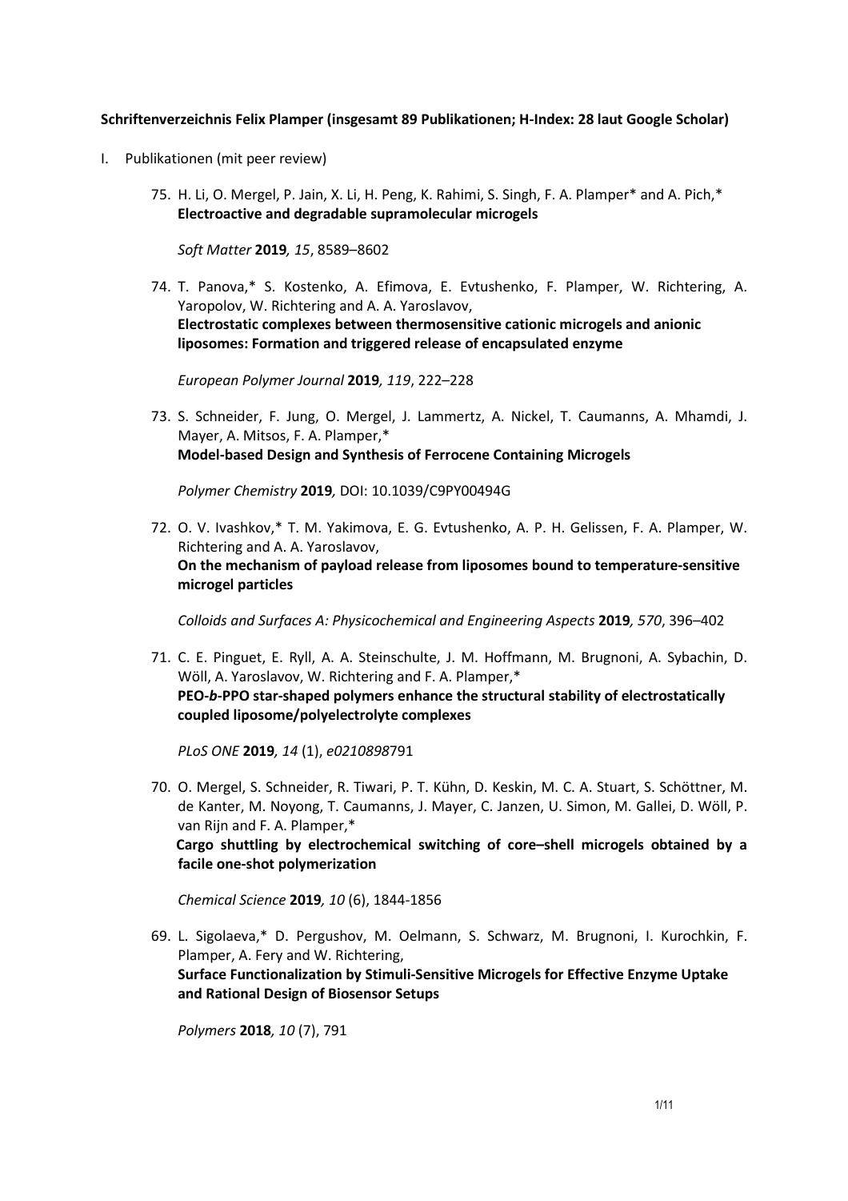**Schriftenverzeichnis Felix Plamper (insgesamt 89 Publikationen; H-Index: 28 laut Google Scholar)**

I. Publikationen (mit peer review)

75. H. Li, O. Mergel, P. Jain, X. Li, H. Peng, K. Rahimi, S. Singh, F. A. Plamper* and A. Pich,*
    **Electroactive and degradable supramolecular microgels**

    *Soft Matter* **2019***, 15*, 8589–8602

74. T. Panova,* S. Kostenko, A. Efimova, E. Evtushenko, F. Plamper, W. Richtering, A. Yaropolov, W. Richtering and A. A. Yaroslavov,
    **Electrostatic complexes between thermosensitive cationic microgels and anionic liposomes: Formation and triggered release of encapsulated enzyme**

    *European Polymer Journal* **2019***, 119*, 222–228

73. S. Schneider, F. Jung, O. Mergel, J. Lammertz, A. Nickel, T. Caumanns, A. Mhamdi, J. Mayer, A. Mitsos, F. A. Plamper,*
    **Model-based Design and Synthesis of Ferrocene Containing Microgels**

    *Polymer Chemistry* **2019***,* DOI: 10.1039/C9PY00494G

72. O. V. Ivashkov,* T. M. Yakimova, E. G. Evtushenko, A. P. H. Gelissen, F. A. Plamper, W. Richtering and A. A. Yaroslavov,
    **On the mechanism of payload release from liposomes bound to temperature-sensitive microgel particles**

    *Colloids and Surfaces A: Physicochemical and Engineering Aspects* **2019***, 570*, 396–402

71. C. E. Pinguet, E. Ryll, A. A. Steinschulte, J. M. Hoffmann, M. Brugnoni, A. Sybachin, D. Wöll, A. Yaroslavov, W. Richtering and F. A. Plamper,*
    **PEO-*b*-PPO star-shaped polymers enhance the structural stability of electrostatically coupled liposome/polyelectrolyte complexes**

    *PLoS ONE* **2019***, 14* (1), *e0210898*791

70. O. Mergel, S. Schneider, R. Tiwari, P. T. Kühn, D. Keskin, M. C. A. Stuart, S. Schöttner, M. de Kanter, M. Noyong, T. Caumanns, J. Mayer, C. Janzen, U. Simon, M. Gallei, D. Wöll, P. van Rijn and F. A. Plamper,*
    **Cargo shuttling by electrochemical switching of core–shell microgels obtained by a facile one-shot polymerization**

    *Chemical Science* **2019***, 10* (6), 1844-1856

69. L. Sigolaeva,* D. Pergushov, M. Oelmann, S. Schwarz, M. Brugnoni, I. Kurochkin, F. Plamper, A. Fery and W. Richtering,
    **Surface Functionalization by Stimuli-Sensitive Microgels for Effective Enzyme Uptake and Rational Design of Biosensor Setups**

    *Polymers* **2018***, 10* (7), 791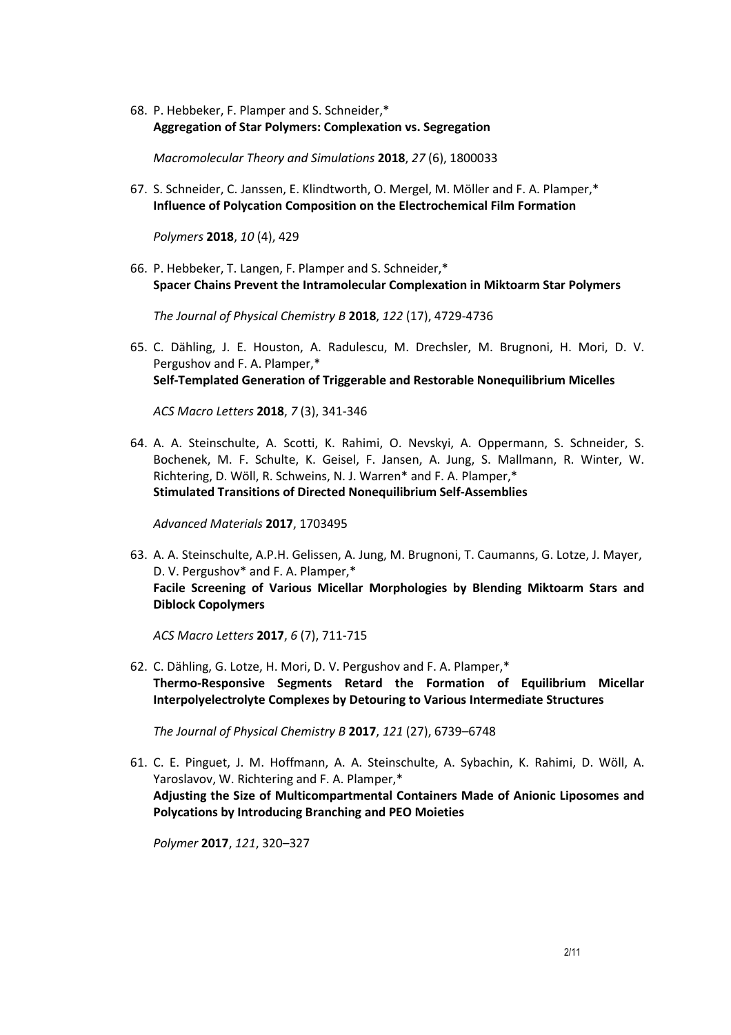68. P. Hebbeker, F. Plamper and S. Schneider,*
**Aggregation of Star Polymers: Complexation vs. Segregation**

    *Macromolecular Theory and Simulations* **2018**, *27* (6), 1800033

67. S. Schneider, C. Janssen, E. Klindtworth, O. Mergel, M. Möller and F. A. Plamper,*
**Influence of Polycation Composition on the Electrochemical Film Formation**

    *Polymers* **2018**, *10* (4), 429

66. P. Hebbeker, T. Langen, F. Plamper and S. Schneider,*
**Spacer Chains Prevent the Intramolecular Complexation in Miktoarm Star Polymers**

    *The Journal of Physical Chemistry B* **2018**, *122* (17), 4729-4736

65. C. Dähling, J. E. Houston, A. Radulescu, M. Drechsler, M. Brugnoni, H. Mori, D. V. Pergushov and F. A. Plamper,*
**Self-Templated Generation of Triggerable and Restorable Nonequilibrium Micelles**

    *ACS Macro Letters* **2018**, *7* (3), 341-346

64. A. A. Steinschulte, A. Scotti, K. Rahimi, O. Nevskyi, A. Oppermann, S. Schneider, S. Bochenek, M. F. Schulte, K. Geisel, F. Jansen, A. Jung, S. Mallmann, R. Winter, W. Richtering, D. Wöll, R. Schweins, N. J. Warren* and F. A. Plamper,*
**Stimulated Transitions of Directed Nonequilibrium Self-Assemblies**

    *Advanced Materials* **2017**, 1703495

63. A. A. Steinschulte, A.P.H. Gelissen, A. Jung, M. Brugnoni, T. Caumanns, G. Lotze, J. Mayer, D. V. Pergushov* and F. A. Plamper,*
**Facile Screening of Various Micellar Morphologies by Blending Miktoarm Stars and Diblock Copolymers**

    *ACS Macro Letters* **2017**, *6* (7), 711-715

62. C. Dähling, G. Lotze, H. Mori, D. V. Pergushov and F. A. Plamper,*
**Thermo-Responsive Segments Retard the Formation of Equilibrium Micellar Interpolyelectrolyte Complexes by Detouring to Various Intermediate Structures**

    *The Journal of Physical Chemistry B* **2017**, *121* (27), 6739–6748

61. C. E. Pinguet, J. M. Hoffmann, A. A. Steinschulte, A. Sybachin, K. Rahimi, D. Wöll, A. Yaroslavov, W. Richtering and F. A. Plamper,*
**Adjusting the Size of Multicompartmental Containers Made of Anionic Liposomes and Polycations by Introducing Branching and PEO Moieties**

    *Polymer* **2017**, *121*, 320–327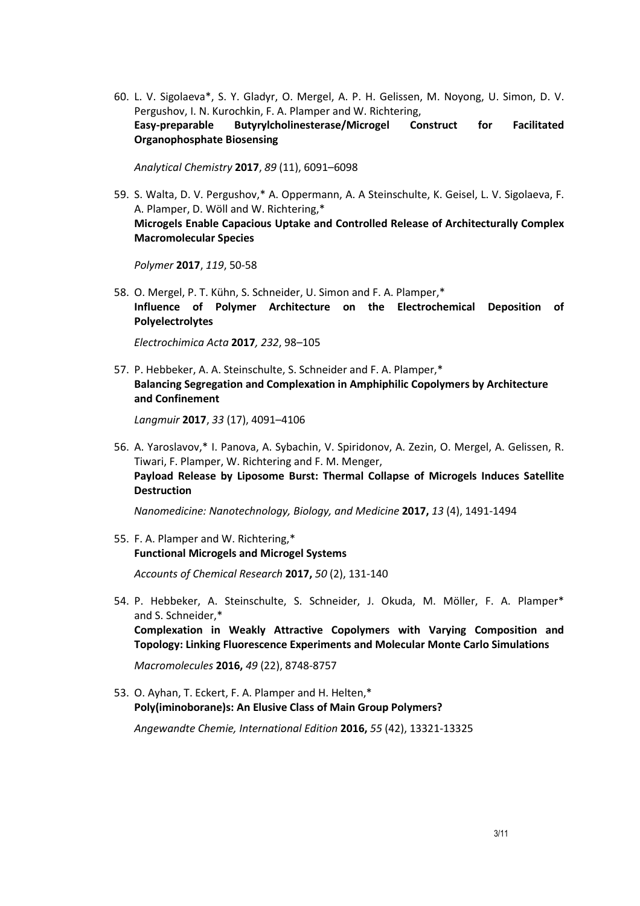60. L. V. Sigolaeva*, S. Y. Gladyr, O. Mergel, A. P. H. Gelissen, M. Noyong, U. Simon, D. V. Pergushov, I. N. Kurochkin, F. A. Plamper and W. Richtering,
**Easy-preparable Butyrylcholinesterase/Microgel Construct for Facilitated Organophosphate Biosensing**

    *Analytical Chemistry* **2017**, *89* (11), 6091–6098

59. S. Walta, D. V. Pergushov,* A. Oppermann, A. A Steinschulte, K. Geisel, L. V. Sigolaeva, F. A. Plamper, D. Wöll and W. Richtering,*
**Microgels Enable Capacious Uptake and Controlled Release of Architecturally Complex Macromolecular Species**

    *Polymer* **2017**, *119*, 50-58

58. O. Mergel, P. T. Kühn, S. Schneider, U. Simon and F. A. Plamper,*
**Influence of Polymer Architecture on the Electrochemical Deposition of Polyelectrolytes**

    *Electrochimica Acta* **2017***, 232*, 98–105

57. P. Hebbeker, A. A. Steinschulte, S. Schneider and F. A. Plamper,*
**Balancing Segregation and Complexation in Amphiphilic Copolymers by Architecture and Confinement**

    *Langmuir* **2017**, *33* (17), 4091–4106

56. A. Yaroslavov,* I. Panova, A. Sybachin, V. Spiridonov, A. Zezin, O. Mergel, A. Gelissen, R. Tiwari, F. Plamper, W. Richtering and F. M. Menger,
**Payload Release by Liposome Burst: Thermal Collapse of Microgels Induces Satellite Destruction**

    *Nanomedicine: Nanotechnology, Biology, and Medicine* **2017,** *13* (4), 1491-1494

55. F. A. Plamper and W. Richtering,*
**Functional Microgels and Microgel Systems**

    *Accounts of Chemical Research* **2017,** *50* (2), 131-140

54. P. Hebbeker, A. Steinschulte, S. Schneider, J. Okuda, M. Möller, F. A. Plamper* and S. Schneider,*
**Complexation in Weakly Attractive Copolymers with Varying Composition and Topology: Linking Fluorescence Experiments and Molecular Monte Carlo Simulations**

    *Macromolecules* **2016,** *49* (22), 8748-8757

53. O. Ayhan, T. Eckert, F. A. Plamper and H. Helten,*
**Poly(iminoborane)s: An Elusive Class of Main Group Polymers?**

    *Angewandte Chemie, International Edition* **2016,** *55* (42), 13321-13325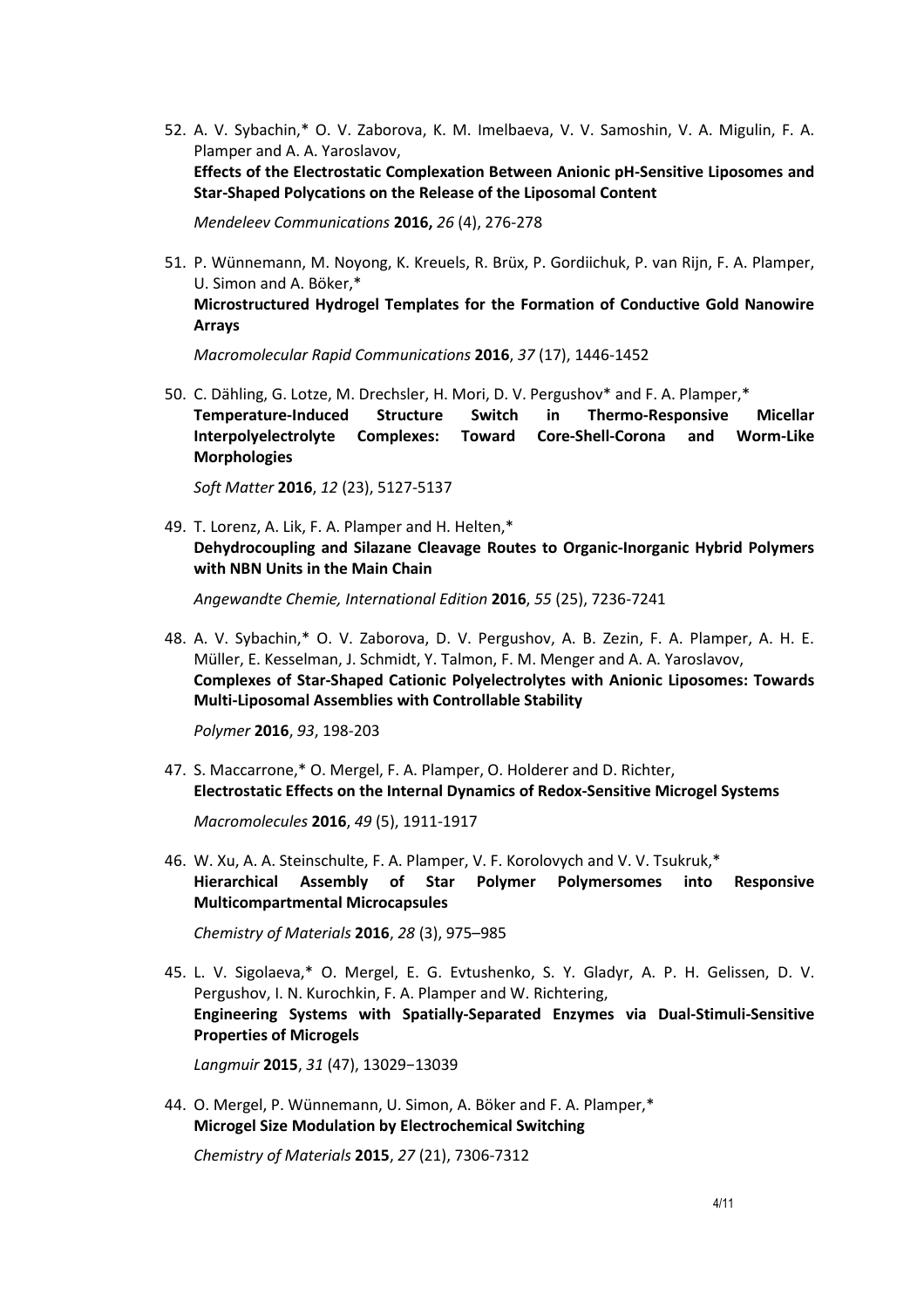52. A. V. Sybachin,* O. V. Zaborova, K. M. Imelbaeva, V. V. Samoshin, V. A. Migulin, F. A. Plamper and A. A. Yaroslavov,
**Effects of the Electrostatic Complexation Between Anionic pH-Sensitive Liposomes and Star-Shaped Polycations on the Release of the Liposomal Content**

    *Mendeleev Communications* **2016,** *26* (4), 276-278

51. P. Wünnemann, M. Noyong, K. Kreuels, R. Brüx, P. Gordiichuk, P. van Rijn, F. A. Plamper, U. Simon and A. Böker,*
**Microstructured Hydrogel Templates for the Formation of Conductive Gold Nanowire Arrays**

    *Macromolecular Rapid Communications* **2016**, *37* (17), 1446-1452

50. C. Dähling, G. Lotze, M. Drechsler, H. Mori, D. V. Pergushov* and F. A. Plamper,*
**Temperature-Induced Structure Switch in Thermo-Responsive Micellar Interpolyelectrolyte Complexes: Toward Core-Shell-Corona and Worm-Like Morphologies**

    *Soft Matter* **2016**, *12* (23), 5127-5137

49. T. Lorenz, A. Lik, F. A. Plamper and H. Helten,*
**Dehydrocoupling and Silazane Cleavage Routes to Organic-Inorganic Hybrid Polymers with NBN Units in the Main Chain**

    *Angewandte Chemie, International Edition* **2016**, *55* (25), 7236-7241

48. A. V. Sybachin,* O. V. Zaborova, D. V. Pergushov, A. B. Zezin, F. A. Plamper, A. H. E. Müller, E. Kesselman, J. Schmidt, Y. Talmon, F. M. Menger and A. A. Yaroslavov,
**Complexes of Star-Shaped Cationic Polyelectrolytes with Anionic Liposomes: Towards Multi-Liposomal Assemblies with Controllable Stability**

    *Polymer* **2016**, *93*, 198-203

47. S. Maccarrone,* O. Mergel, F. A. Plamper, O. Holderer and D. Richter,
**Electrostatic Effects on the Internal Dynamics of Redox-Sensitive Microgel Systems**

    *Macromolecules* **2016**, *49* (5), 1911-1917

46. W. Xu, A. A. Steinschulte, F. A. Plamper, V. F. Korolovych and V. V. Tsukruk,*
**Hierarchical Assembly of Star Polymer Polymersomes into Responsive Multicompartmental Microcapsules**

    *Chemistry of Materials* **2016**, *28* (3), 975–985

45. L. V. Sigolaeva,* O. Mergel, E. G. Evtushenko, S. Y. Gladyr, A. P. H. Gelissen, D. V. Pergushov, I. N. Kurochkin, F. A. Plamper and W. Richtering,
**Engineering Systems with Spatially-Separated Enzymes via Dual-Stimuli-Sensitive Properties of Microgels**

    *Langmuir* **2015**, *31* (47), 13029−13039

44. O. Mergel, P. Wünnemann, U. Simon, A. Böker and F. A. Plamper,*
**Microgel Size Modulation by Electrochemical Switching**

    *Chemistry of Materials* **2015**, *27* (21), 7306-7312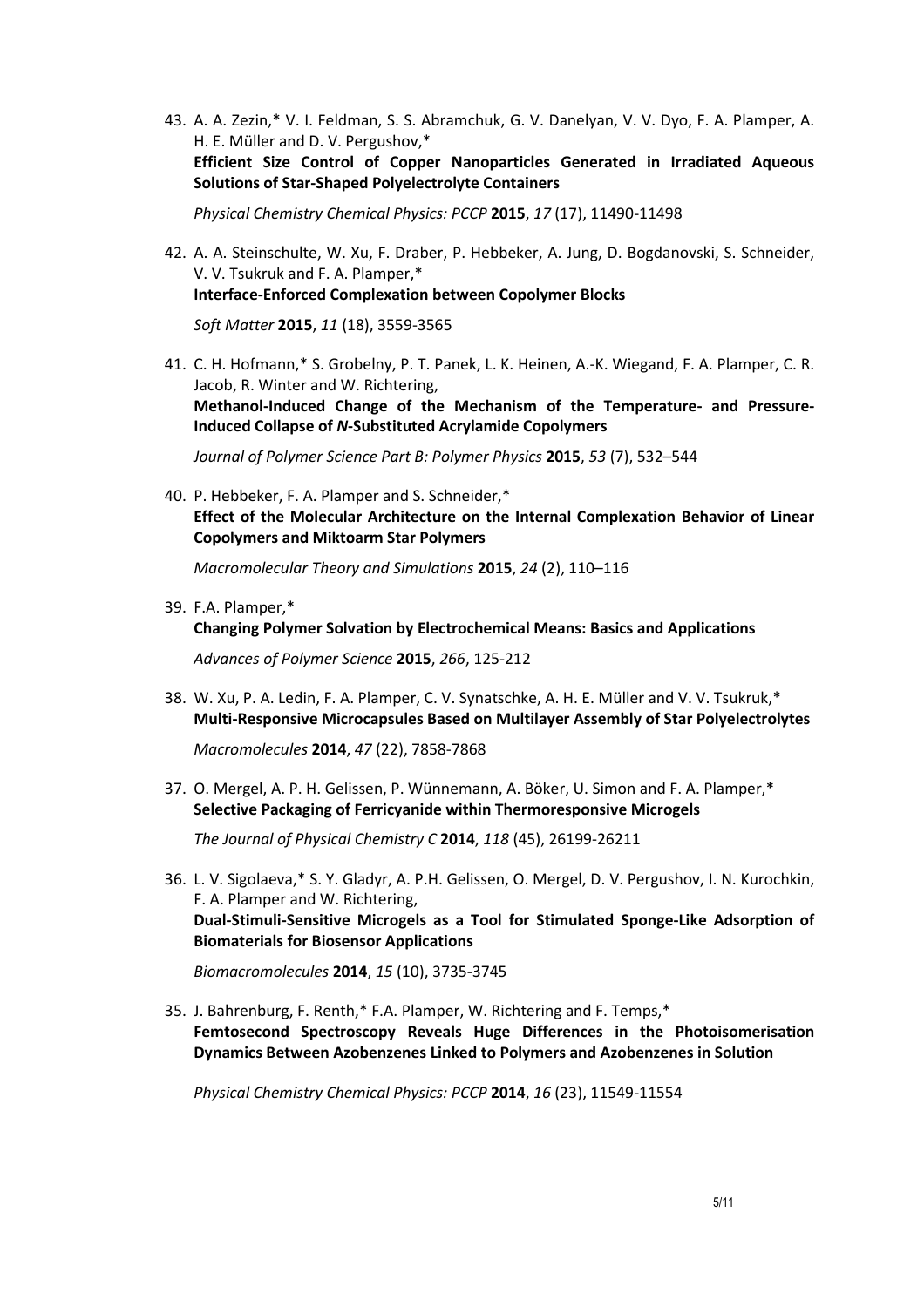43. A. A. Zezin,* V. I. Feldman, S. S. Abramchuk, G. V. Danelyan, V. V. Dyo, F. A. Plamper, A. H. E. Müller and D. V. Pergushov,*
**Efficient Size Control of Copper Nanoparticles Generated in Irradiated Aqueous Solutions of Star-Shaped Polyelectrolyte Containers**

*Physical Chemistry Chemical Physics: PCCP* **2015**, *17* (17), 11490-11498

42. A. A. Steinschulte, W. Xu, F. Draber, P. Hebbeker, A. Jung, D. Bogdanovski, S. Schneider, V. V. Tsukruk and F. A. Plamper,*
**Interface-Enforced Complexation between Copolymer Blocks**

*Soft Matter* **2015**, *11* (18), 3559-3565

41. C. H. Hofmann,* S. Grobelny, P. T. Panek, L. K. Heinen, A.-K. Wiegand, F. A. Plamper, C. R. Jacob, R. Winter and W. Richtering,
**Methanol-Induced Change of the Mechanism of the Temperature- and Pressure-Induced Collapse of *N*-Substituted Acrylamide Copolymers**

*Journal of Polymer Science Part B: Polymer Physics* **2015**, *53* (7), 532–544

40. P. Hebbeker, F. A. Plamper and S. Schneider,*
**Effect of the Molecular Architecture on the Internal Complexation Behavior of Linear Copolymers and Miktoarm Star Polymers**

*Macromolecular Theory and Simulations* **2015**, *24* (2), 110–116

39. F.A. Plamper,*
**Changing Polymer Solvation by Electrochemical Means: Basics and Applications**

*Advances of Polymer Science* **2015**, *266*, 125-212

38. W. Xu, P. A. Ledin, F. A. Plamper, C. V. Synatschke, A. H. E. Müller and V. V. Tsukruk,*
**Multi-Responsive Microcapsules Based on Multilayer Assembly of Star Polyelectrolytes**

*Macromolecules* **2014**, *47* (22), 7858-7868

37. O. Mergel, A. P. H. Gelissen, P. Wünnemann, A. Böker, U. Simon and F. A. Plamper,*
**Selective Packaging of Ferricyanide within Thermoresponsive Microgels**

*The Journal of Physical Chemistry C* **2014**, *118* (45), 26199-26211

36. L. V. Sigolaeva,* S. Y. Gladyr, A. P.H. Gelissen, O. Mergel, D. V. Pergushov, I. N. Kurochkin, F. A. Plamper and W. Richtering,
**Dual-Stimuli-Sensitive Microgels as a Tool for Stimulated Sponge-Like Adsorption of Biomaterials for Biosensor Applications**

*Biomacromolecules* **2014**, *15* (10), 3735-3745

35. J. Bahrenburg, F. Renth,* F.A. Plamper, W. Richtering and F. Temps,*
**Femtosecond Spectroscopy Reveals Huge Differences in the Photoisomerisation Dynamics Between Azobenzenes Linked to Polymers and Azobenzenes in Solution**

*Physical Chemistry Chemical Physics: PCCP* **2014**, *16* (23), 11549-11554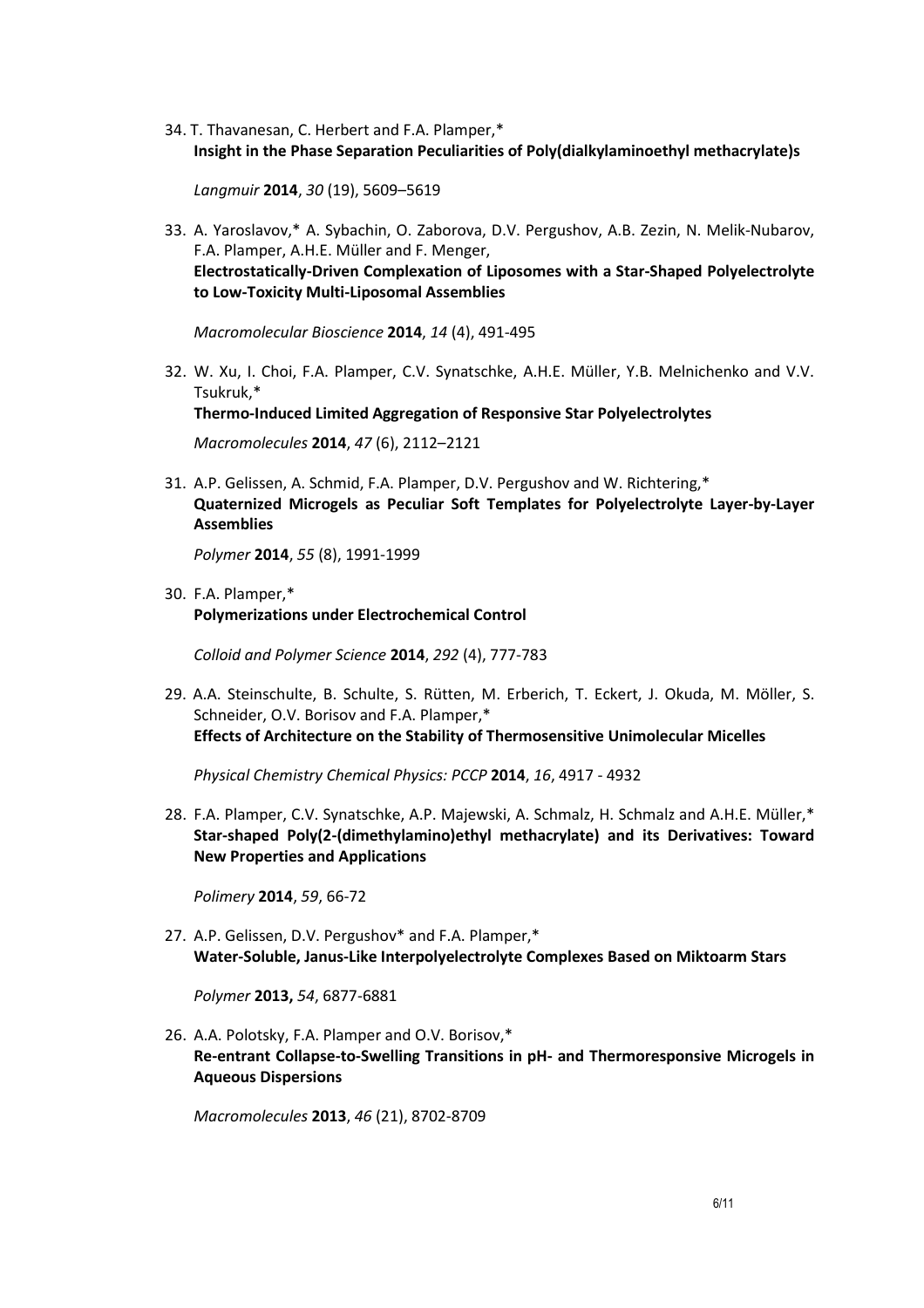34. T. Thavanesan, C. Herbert and F.A. Plamper,*
**Insight in the Phase Separation Peculiarities of Poly(dialkylaminoethyl methacrylate)s**

    *Langmuir* **2014**, *30* (19), 5609–5619

33. A. Yaroslavov,* A. Sybachin, O. Zaborova, D.V. Pergushov, A.B. Zezin, N. Melik-Nubarov, F.A. Plamper, A.H.E. Müller and F. Menger,
**Electrostatically-Driven Complexation of Liposomes with a Star-Shaped Polyelectrolyte to Low-Toxicity Multi-Liposomal Assemblies**

    *Macromolecular Bioscience* **2014**, *14* (4), 491-495

32. W. Xu, I. Choi, F.A. Plamper, C.V. Synatschke, A.H.E. Müller, Y.B. Melnichenko and V.V. Tsukruk,*
**Thermo-Induced Limited Aggregation of Responsive Star Polyelectrolytes**

    *Macromolecules* **2014**, *47* (6), 2112–2121

31. A.P. Gelissen, A. Schmid, F.A. Plamper, D.V. Pergushov and W. Richtering,*
**Quaternized Microgels as Peculiar Soft Templates for Polyelectrolyte Layer-by-Layer Assemblies**

    *Polymer* **2014**, *55* (8), 1991-1999

30. F.A. Plamper,*
**Polymerizations under Electrochemical Control**

    *Colloid and Polymer Science* **2014**, *292* (4), 777-783

29. A.A. Steinschulte, B. Schulte, S. Rütten, M. Erberich, T. Eckert, J. Okuda, M. Möller, S. Schneider, O.V. Borisov and F.A. Plamper,*
**Effects of Architecture on the Stability of Thermosensitive Unimolecular Micelles**

    *Physical Chemistry Chemical Physics: PCCP* **2014**, *16*, 4917 - 4932

28. F.A. Plamper, C.V. Synatschke, A.P. Majewski, A. Schmalz, H. Schmalz and A.H.E. Müller,*
**Star-shaped Poly(2-(dimethylamino)ethyl methacrylate) and its Derivatives: Toward New Properties and Applications**

    *Polimery* **2014**, *59*, 66-72

27. A.P. Gelissen, D.V. Pergushov* and F.A. Plamper,*
**Water-Soluble, Janus-Like Interpolyelectrolyte Complexes Based on Miktoarm Stars**

    *Polymer* **2013,** *54*, 6877-6881

26. A.A. Polotsky, F.A. Plamper and O.V. Borisov,*
**Re-entrant Collapse-to-Swelling Transitions in pH- and Thermoresponsive Microgels in Aqueous Dispersions**

    *Macromolecules* **2013**, *46* (21), 8702-8709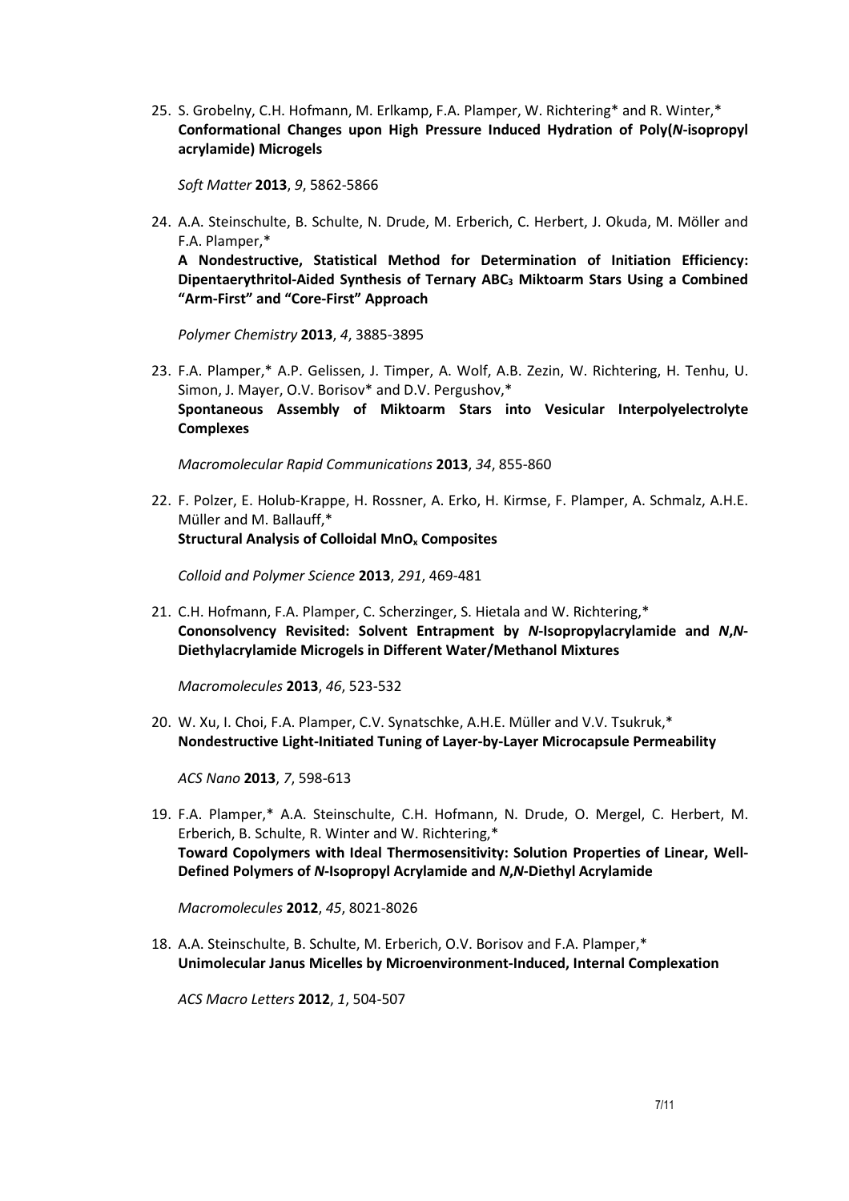25. S. Grobelny, C.H. Hofmann, M. Erlkamp, F.A. Plamper, W. Richtering* and R. Winter,*
**Conformational Changes upon High Pressure Induced Hydration of Poly(*N*-isopropyl acrylamide) Microgels**

    *Soft Matter* **2013**, *9*, 5862-5866

24. A.A. Steinschulte, B. Schulte, N. Drude, M. Erberich, C. Herbert, J. Okuda, M. Möller and F.A. Plamper,*
**A Nondestructive, Statistical Method for Determination of Initiation Efficiency: Dipentaerythritol-Aided Synthesis of Ternary ABC$_3$ Miktoarm Stars Using a Combined "Arm-First" and "Core-First" Approach**

    *Polymer Chemistry* **2013**, *4*, 3885-3895

23. F.A. Plamper,* A.P. Gelissen, J. Timper, A. Wolf, A.B. Zezin, W. Richtering, H. Tenhu, U. Simon, J. Mayer, O.V. Borisov* and D.V. Pergushov,*
**Spontaneous Assembly of Miktoarm Stars into Vesicular Interpolyelectrolyte Complexes**

    *Macromolecular Rapid Communications* **2013**, *34*, 855-860

22. F. Polzer, E. Holub-Krappe, H. Rossner, A. Erko, H. Kirmse, F. Plamper, A. Schmalz, A.H.E. Müller and M. Ballauff,*
**Structural Analysis of Colloidal MnO$_x$ Composites**

    *Colloid and Polymer Science* **2013**, *291*, 469-481

21. C.H. Hofmann, F.A. Plamper, C. Scherzinger, S. Hietala and W. Richtering,*
**Cononsolvency Revisited: Solvent Entrapment by *N*-Isopropylacrylamide and *N*,*N*-Diethylacrylamide Microgels in Different Water/Methanol Mixtures**

    *Macromolecules* **2013**, *46*, 523-532

20. W. Xu, I. Choi, F.A. Plamper, C.V. Synatschke, A.H.E. Müller and V.V. Tsukruk,*
**Nondestructive Light-Initiated Tuning of Layer-by-Layer Microcapsule Permeability**

    *ACS Nano* **2013**, *7*, 598-613

19. F.A. Plamper,* A.A. Steinschulte, C.H. Hofmann, N. Drude, O. Mergel, C. Herbert, M. Erberich, B. Schulte, R. Winter and W. Richtering,*
**Toward Copolymers with Ideal Thermosensitivity: Solution Properties of Linear, Well-Defined Polymers of *N*-Isopropyl Acrylamide and *N*,*N*-Diethyl Acrylamide**

    *Macromolecules* **2012**, *45*, 8021-8026

18. A.A. Steinschulte, B. Schulte, M. Erberich, O.V. Borisov and F.A. Plamper,*
**Unimolecular Janus Micelles by Microenvironment-Induced, Internal Complexation**

    *ACS Macro Letters* **2012**, *1*, 504-507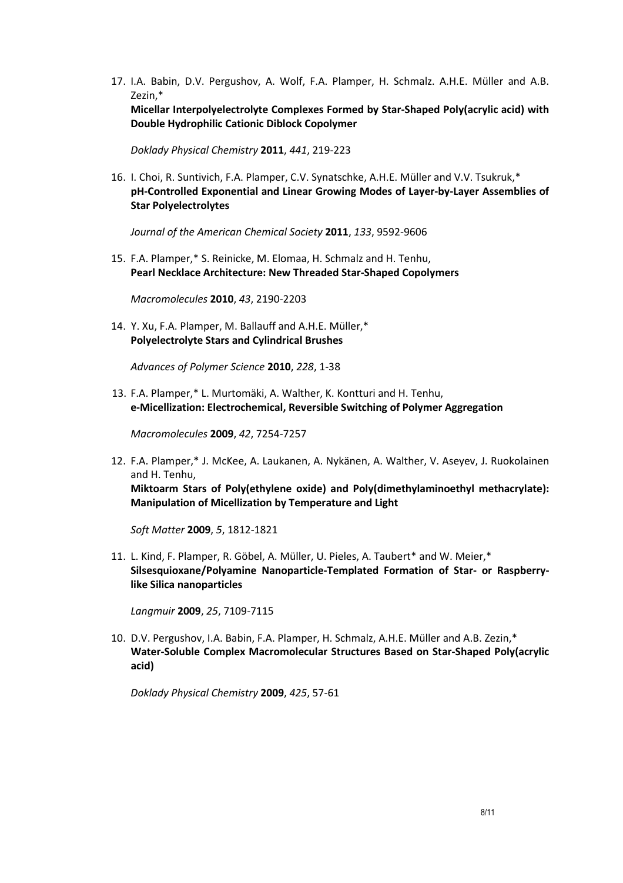17. I.A. Babin, D.V. Pergushov, A. Wolf, F.A. Plamper, H. Schmalz. A.H.E. Müller and A.B. Zezin,*
    **Micellar Interpolyelectrolyte Complexes Formed by Star-Shaped Poly(acrylic acid) with Double Hydrophilic Cationic Diblock Copolymer**

    *Doklady Physical Chemistry* **2011**, *441*, 219-223

16. I. Choi, R. Suntivich, F.A. Plamper, C.V. Synatschke, A.H.E. Müller and V.V. Tsukruk,*
    **pH-Controlled Exponential and Linear Growing Modes of Layer-by-Layer Assemblies of Star Polyelectrolytes**

    *Journal of the American Chemical Society* **2011**, *133*, 9592-9606

15. F.A. Plamper,* S. Reinicke, M. Elomaa, H. Schmalz and H. Tenhu,
    **Pearl Necklace Architecture: New Threaded Star-Shaped Copolymers**

    *Macromolecules* **2010**, *43*, 2190-2203

14. Y. Xu, F.A. Plamper, M. Ballauff and A.H.E. Müller,*
    **Polyelectrolyte Stars and Cylindrical Brushes**

    *Advances of Polymer Science* **2010**, *228*, 1-38

13. F.A. Plamper,* L. Murtomäki, A. Walther, K. Kontturi and H. Tenhu,
    **e-Micellization: Electrochemical, Reversible Switching of Polymer Aggregation**

    *Macromolecules* **2009**, *42*, 7254-7257

12. F.A. Plamper,* J. McKee, A. Laukanen, A. Nykänen, A. Walther, V. Aseyev, J. Ruokolainen and H. Tenhu,
    **Miktoarm Stars of Poly(ethylene oxide) and Poly(dimethylaminoethyl methacrylate): Manipulation of Micellization by Temperature and Light**

    *Soft Matter* **2009**, *5*, 1812-1821

11. L. Kind, F. Plamper, R. Göbel, A. Müller, U. Pieles, A. Taubert* and W. Meier,*
    **Silsesquioxane/Polyamine Nanoparticle-Templated Formation of Star- or Raspberry-like Silica nanoparticles**

    *Langmuir* **2009**, *25*, 7109-7115

10. D.V. Pergushov, I.A. Babin, F.A. Plamper, H. Schmalz, A.H.E. Müller and A.B. Zezin,*
    **Water-Soluble Complex Macromolecular Structures Based on Star-Shaped Poly(acrylic acid)**

    *Doklady Physical Chemistry* **2009**, *425*, 57-61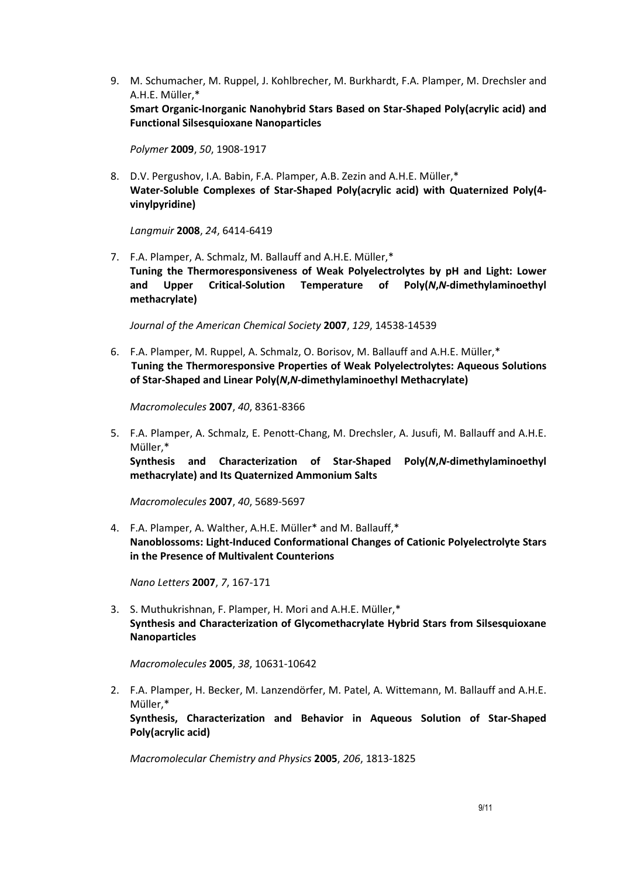9. M. Schumacher, M. Ruppel, J. Kohlbrecher, M. Burkhardt, F.A. Plamper, M. Drechsler and A.H.E. Müller,*
   **Smart Organic-Inorganic Nanohybrid Stars Based on Star-Shaped Poly(acrylic acid) and Functional Silsesquioxane Nanoparticles**

   *Polymer* **2009**, *50*, 1908-1917

8. D.V. Pergushov, I.A. Babin, F.A. Plamper, A.B. Zezin and A.H.E. Müller,*
   **Water-Soluble Complexes of Star-Shaped Poly(acrylic acid) with Quaternized Poly(4-vinylpyridine)**

   *Langmuir* **2008**, *24*, 6414-6419

7. F.A. Plamper, A. Schmalz, M. Ballauff and A.H.E. Müller,*
   **Tuning the Thermoresponsiveness of Weak Polyelectrolytes by pH and Light: Lower and Upper Critical-Solution Temperature of Poly(*N*,*N*-dimethylaminoethyl methacrylate)**

   *Journal of the American Chemical Society* **2007**, *129*, 14538-14539

6. F.A. Plamper, M. Ruppel, A. Schmalz, O. Borisov, M. Ballauff and A.H.E. Müller,*
   **Tuning the Thermoresponsive Properties of Weak Polyelectrolytes: Aqueous Solutions of Star-Shaped and Linear Poly(*N*,*N*-dimethylaminoethyl Methacrylate)**

   *Macromolecules* **2007**, *40*, 8361-8366

5. F.A. Plamper, A. Schmalz, E. Penott-Chang, M. Drechsler, A. Jusufi, M. Ballauff and A.H.E. Müller,*
   **Synthesis and Characterization of Star-Shaped Poly(*N*,*N*-dimethylaminoethyl methacrylate) and Its Quaternized Ammonium Salts**

   *Macromolecules* **2007**, *40*, 5689-5697

4. F.A. Plamper, A. Walther, A.H.E. Müller* and M. Ballauff,*
   **Nanoblossoms: Light-Induced Conformational Changes of Cationic Polyelectrolyte Stars in the Presence of Multivalent Counterions**

   *Nano Letters* **2007**, *7*, 167-171

3. S. Muthukrishnan, F. Plamper, H. Mori and A.H.E. Müller,*
   **Synthesis and Characterization of Glycomethacrylate Hybrid Stars from Silsesquioxane Nanoparticles**

   *Macromolecules* **2005**, *38*, 10631-10642

2. F.A. Plamper, H. Becker, M. Lanzendörfer, M. Patel, A. Wittemann, M. Ballauff and A.H.E. Müller,*
   **Synthesis, Characterization and Behavior in Aqueous Solution of Star-Shaped Poly(acrylic acid)**

   *Macromolecular Chemistry and Physics* **2005**, *206*, 1813-1825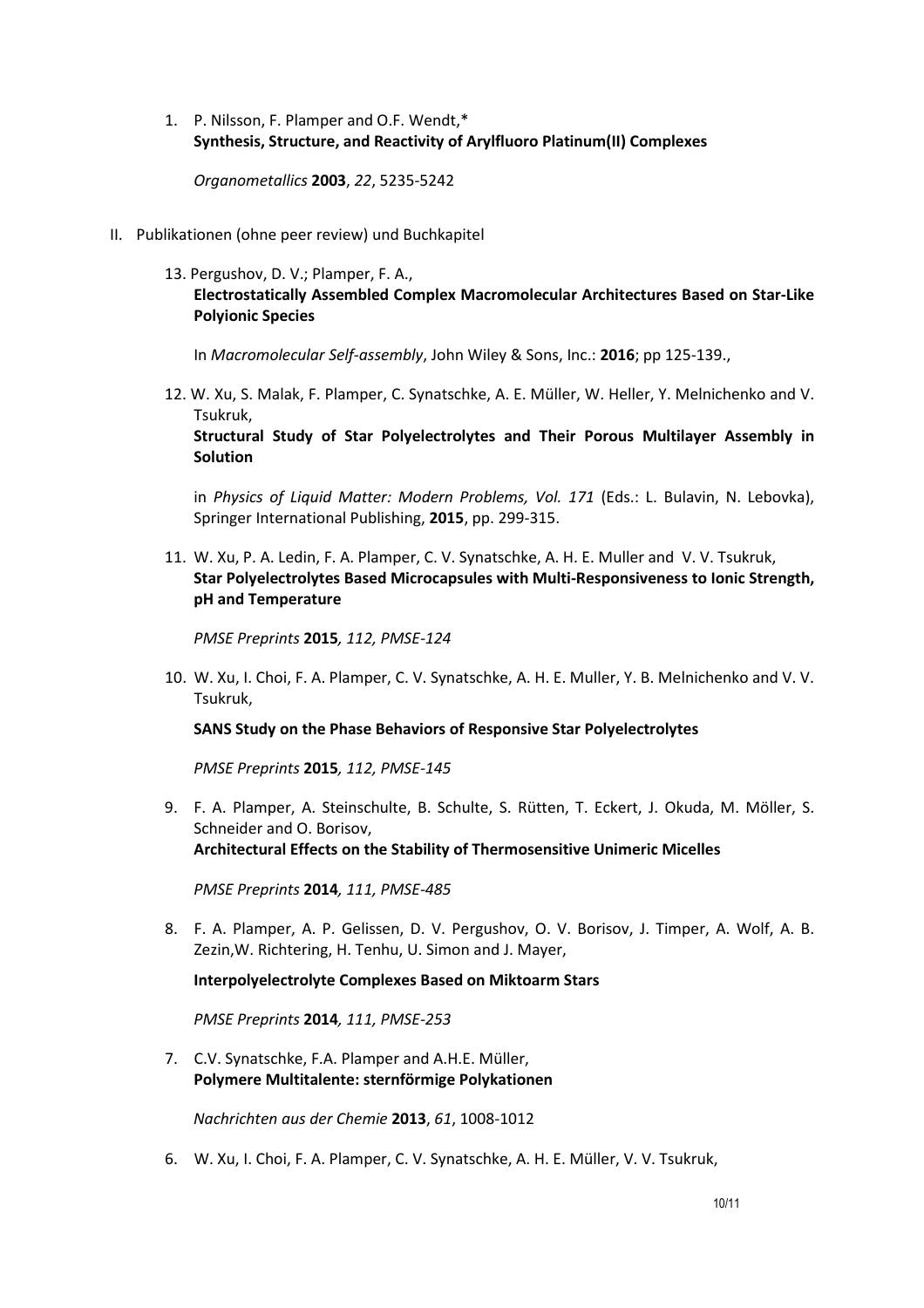1. P. Nilsson, F. Plamper and O.F. Wendt,*
   **Synthesis, Structure, and Reactivity of Arylfluoro Platinum(II) Complexes**

   *Organometallics* **2003**, *22*, 5235-5242

II. Publikationen (ohne peer review) und Buchkapitel

13. Pergushov, D. V.; Plamper, F. A.,
    **Electrostatically Assembled Complex Macromolecular Architectures Based on Star-Like Polyionic Species**

    In *Macromolecular Self-assembly*, John Wiley & Sons, Inc.: **2016**; pp 125-139.,

12. W. Xu, S. Malak, F. Plamper, C. Synatschke, A. E. Müller, W. Heller, Y. Melnichenko and V. Tsukruk,
    **Structural Study of Star Polyelectrolytes and Their Porous Multilayer Assembly in Solution**

    in *Physics of Liquid Matter: Modern Problems, Vol. 171* (Eds.: L. Bulavin, N. Lebovka), Springer International Publishing, **2015**, pp. 299-315.

11. W. Xu, P. A. Ledin, F. A. Plamper, C. V. Synatschke, A. H. E. Muller and V. V. Tsukruk,
    **Star Polyelectrolytes Based Microcapsules with Multi-Responsiveness to Ionic Strength, pH and Temperature**

    *PMSE Preprints* **2015***, 112, PMSE-124*

10. W. Xu, I. Choi, F. A. Plamper, C. V. Synatschke, A. H. E. Muller, Y. B. Melnichenko and V. V. Tsukruk,

    **SANS Study on the Phase Behaviors of Responsive Star Polyelectrolytes**

    *PMSE Preprints* **2015***, 112, PMSE-145*

9. F. A. Plamper, A. Steinschulte, B. Schulte, S. Rütten, T. Eckert, J. Okuda, M. Möller, S. Schneider and O. Borisov,
   **Architectural Effects on the Stability of Thermosensitive Unimeric Micelles**

   *PMSE Preprints* **2014***, 111, PMSE-485*

8. F. A. Plamper, A. P. Gelissen, D. V. Pergushov, O. V. Borisov, J. Timper, A. Wolf, A. B. Zezin,W. Richtering, H. Tenhu, U. Simon and J. Mayer,

   **Interpolyelectrolyte Complexes Based on Miktoarm Stars**

   *PMSE Preprints* **2014***, 111, PMSE-253*

7. C.V. Synatschke, F.A. Plamper and A.H.E. Müller,
   **Polymere Multitalente: sternförmige Polykationen**

   *Nachrichten aus der Chemie* **2013**, *61*, 1008-1012

6. W. Xu, I. Choi, F. A. Plamper, C. V. Synatschke, A. H. E. Müller, V. V. Tsukruk,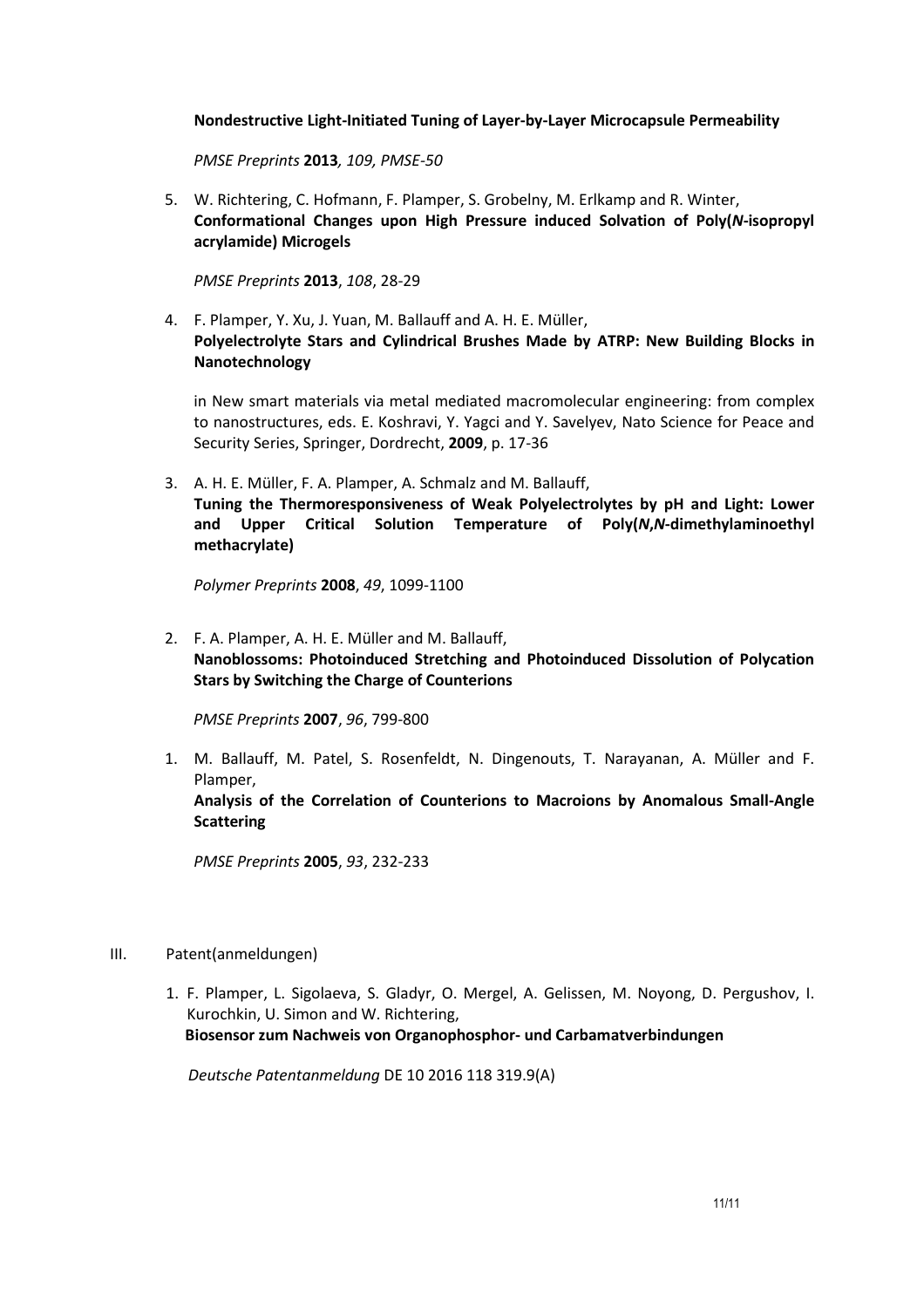**Nondestructive Light-Initiated Tuning of Layer-by-Layer Microcapsule Permeability**

*PMSE Preprints* **2013***, 109, PMSE-50*

5. W. Richtering, C. Hofmann, F. Plamper, S. Grobelny, M. Erlkamp and R. Winter,
**Conformational Changes upon High Pressure induced Solvation of Poly(*N*-isopropyl acrylamide) Microgels**

   *PMSE Preprints* **2013**, *108*, 28-29

4. F. Plamper, Y. Xu, J. Yuan, M. Ballauff and A. H. E. Müller,
**Polyelectrolyte Stars and Cylindrical Brushes Made by ATRP: New Building Blocks in Nanotechnology**

   in New smart materials via metal mediated macromolecular engineering: from complex to nanostructures, eds. E. Koshravi, Y. Yagci and Y. Savelyev, Nato Science for Peace and Security Series, Springer, Dordrecht, **2009**, p. 17-36

3. A. H. E. Müller, F. A. Plamper, A. Schmalz and M. Ballauff,
**Tuning the Thermoresponsiveness of Weak Polyelectrolytes by pH and Light: Lower and Upper Critical Solution Temperature of Poly(*N*,*N*-dimethylaminoethyl methacrylate)**

   *Polymer Preprints* **2008**, *49*, 1099-1100

2. F. A. Plamper, A. H. E. Müller and M. Ballauff,
**Nanoblossoms: Photoinduced Stretching and Photoinduced Dissolution of Polycation Stars by Switching the Charge of Counterions**

   *PMSE Preprints* **2007**, *96*, 799-800

1. M. Ballauff, M. Patel, S. Rosenfeldt, N. Dingenouts, T. Narayanan, A. Müller and F. Plamper,
**Analysis of the Correlation of Counterions to Macroions by Anomalous Small-Angle Scattering**

   *PMSE Preprints* **2005**, *93*, 232-233

III. Patent(anmeldungen)

1. F. Plamper, L. Sigolaeva, S. Gladyr, O. Mergel, A. Gelissen, M. Noyong, D. Pergushov, I. Kurochkin, U. Simon and W. Richtering,
**Biosensor zum Nachweis von Organophosphor- und Carbamatverbindungen**

   *Deutsche Patentanmeldung* DE 10 2016 118 319.9(A)